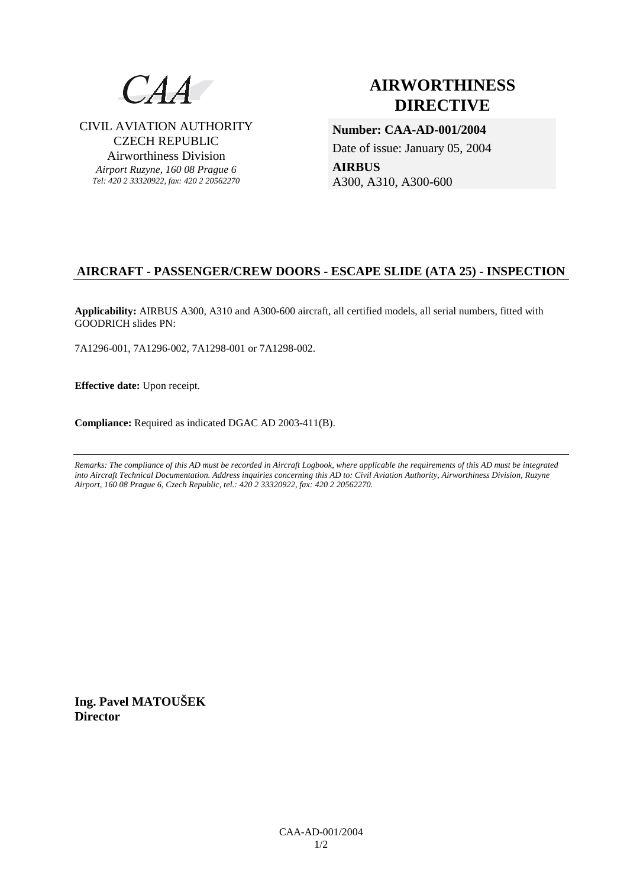CAA

CIVIL AVIATION AUTHORITY
CZECH REPUBLIC
Airworthiness Division
*Airport Ruzyne, 160 08 Prague 6*
*Tel: 420 2 33320922, fax: 420 2 20562270*

# AIRWORTHINESS DIRECTIVE

**Number: CAA-AD-001/2004**

Date of issue: January 05, 2004

**AIRBUS**
A300, A310, A300-600

## AIRCRAFT - PASSENGER/CREW DOORS - ESCAPE SLIDE (ATA 25) - INSPECTION

**Applicability:** AIRBUS A300, A310 and A300-600 aircraft, all certified models, all serial numbers, fitted with GOODRICH slides PN:

7A1296-001, 7A1296-002, 7A1298-001 or 7A1298-002.

**Effective date:** Upon receipt.

**Compliance:** Required as indicated DGAC AD 2003-411(B).

---

*Remarks: The compliance of this AD must be recorded in Aircraft Logbook, where applicable the requirements of this AD must be integrated into Aircraft Technical Documentation. Address inquiries concerning this AD to: Civil Aviation Authority, Airworthiness Division, Ruzyne Airport, 160 08 Prague 6, Czech Republic, tel.: 420 2 33320922, fax: 420 2 20562270.*

**Ing. Pavel MATOUŠEK**
**Director**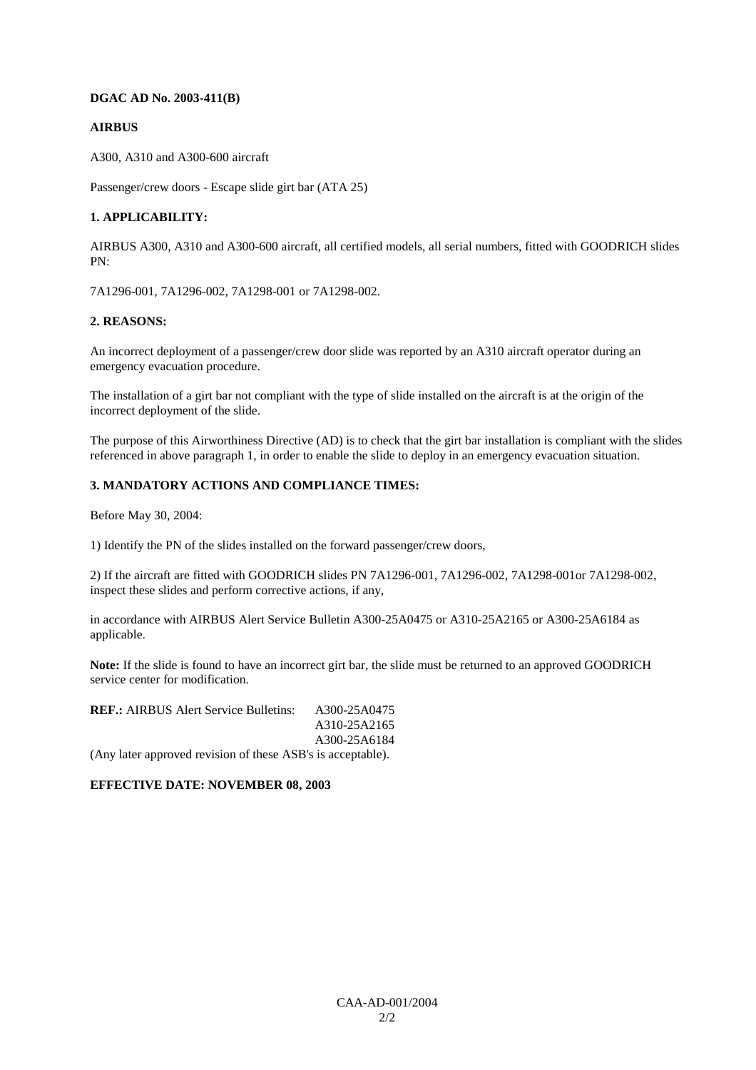**DGAC AD No. 2003-411(B)**

**AIRBUS**

A300, A310 and A300-600 aircraft

Passenger/crew doors - Escape slide girt bar (ATA 25)

**1. APPLICABILITY:**

AIRBUS A300, A310 and A300-600 aircraft, all certified models, all serial numbers, fitted with GOODRICH slides PN:

7A1296-001, 7A1296-002, 7A1298-001 or 7A1298-002.

**2. REASONS:**

An incorrect deployment of a passenger/crew door slide was reported by an A310 aircraft operator during an emergency evacuation procedure.

The installation of a girt bar not compliant with the type of slide installed on the aircraft is at the origin of the incorrect deployment of the slide.

The purpose of this Airworthiness Directive (AD) is to check that the girt bar installation is compliant with the slides referenced in above paragraph 1, in order to enable the slide to deploy in an emergency evacuation situation.

**3. MANDATORY ACTIONS AND COMPLIANCE TIMES:**

Before May 30, 2004:

1) Identify the PN of the slides installed on the forward passenger/crew doors,

2) If the aircraft are fitted with GOODRICH slides PN 7A1296-001, 7A1296-002, 7A1298-001or 7A1298-002, inspect these slides and perform corrective actions, if any,

in accordance with AIRBUS Alert Service Bulletin A300-25A0475 or A310-25A2165 or A300-25A6184 as applicable.

**Note:** If the slide is found to have an incorrect girt bar, the slide must be returned to an approved GOODRICH service center for modification.

**REF.:** AIRBUS Alert Service Bulletins: A300-25A0475
A310-25A2165
A300-25A6184

(Any later approved revision of these ASB's is acceptable).

**EFFECTIVE DATE: NOVEMBER 08, 2003**

CAA-AD-001/2004